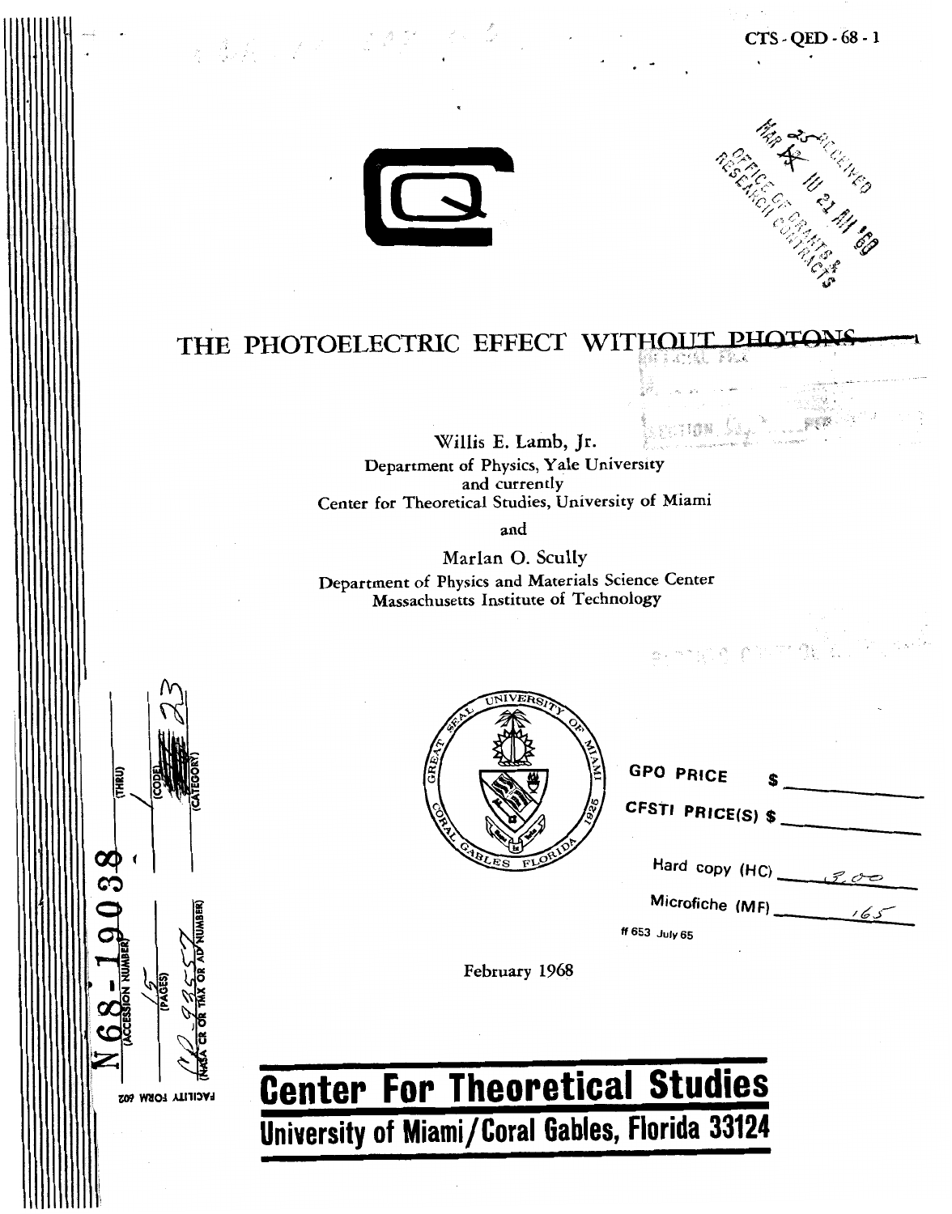CTS - QED - 68 - 1

# THE PHOTOELECTRIC EFFECT WITHOUT PHOTONS

Willis E. Lamb, Jr.
Department of Physics, Yale University
and currently
Center for Theoretical Studies, University of Miami

and

Marlan O. Scully
Department of Physics and Materials Science Center
Massachusetts Institute of Technology

N68-19038

| (ACCESSION NUMBER) | (THRU) |
| --- | --- |
| 15 | 1 |
| (PAGES) | (CODE) |
| CR-93557 | 23 |
| (NASA CR OR TMX OR AD NUMBER) | (CATEGORY) |

FACILITY FORM 602

GPO PRICE $ ________

CFSTI PRICE(S) $ ________

Hard copy (HC) 3.00

Microfiche (MF) .65

ff 653 July 65

February 1968

## Center For Theoretical Studies

**University of Miami/Coral Gables, Florida 33124**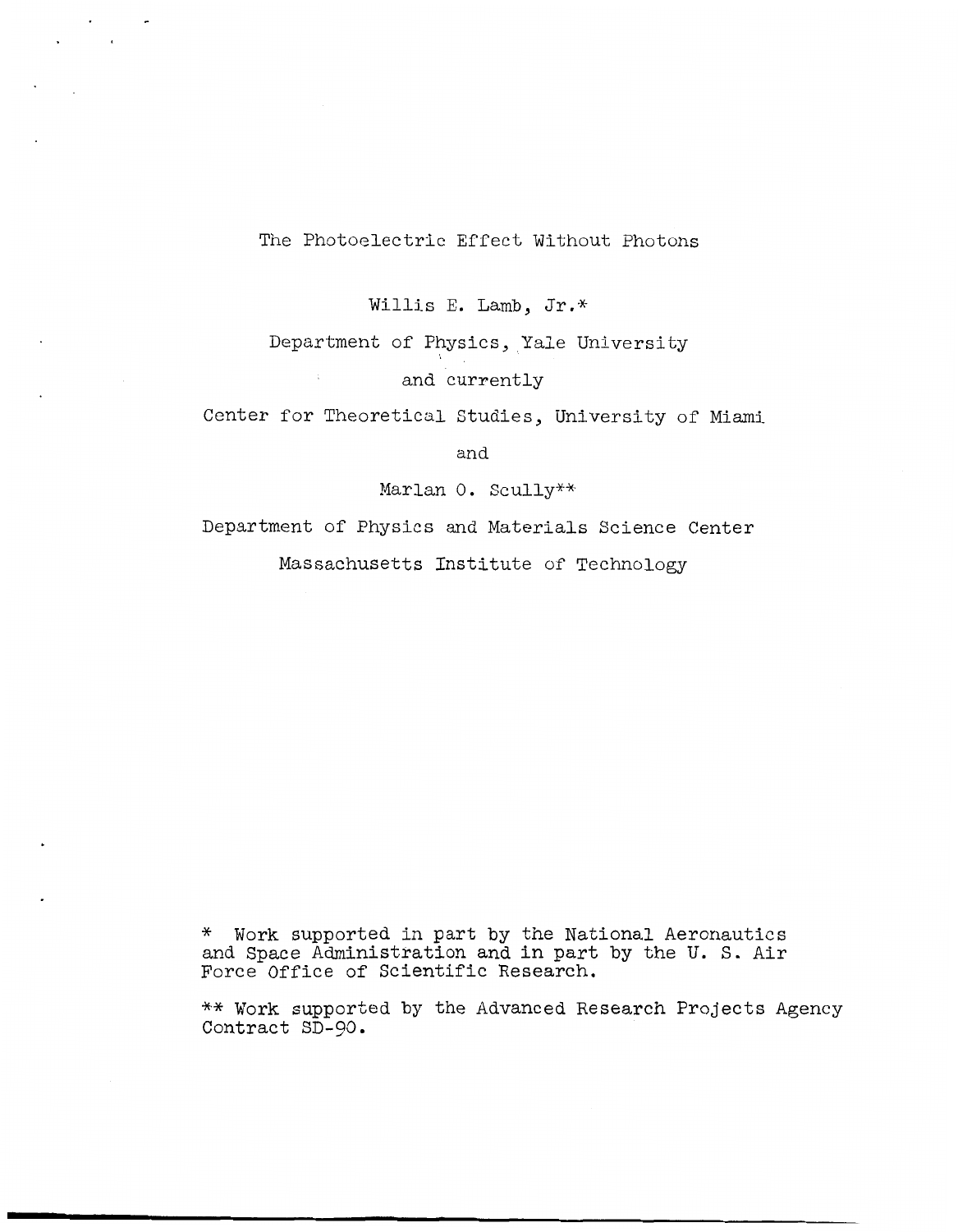# The Photoelectric Effect Without Photons

Willis E. Lamb, Jr.*

Department of Physics, Yale University

and currently

Center for Theoretical Studies, University of Miami

and

Marlan O. Scully**

Department of Physics and Materials Science Center

Massachusetts Institute of Technology

\* Work supported in part by the National Aeronautics and Space Administration and in part by the U. S. Air Force Office of Scientific Research.

\*\* Work supported by the Advanced Research Projects Agency Contract SD-90.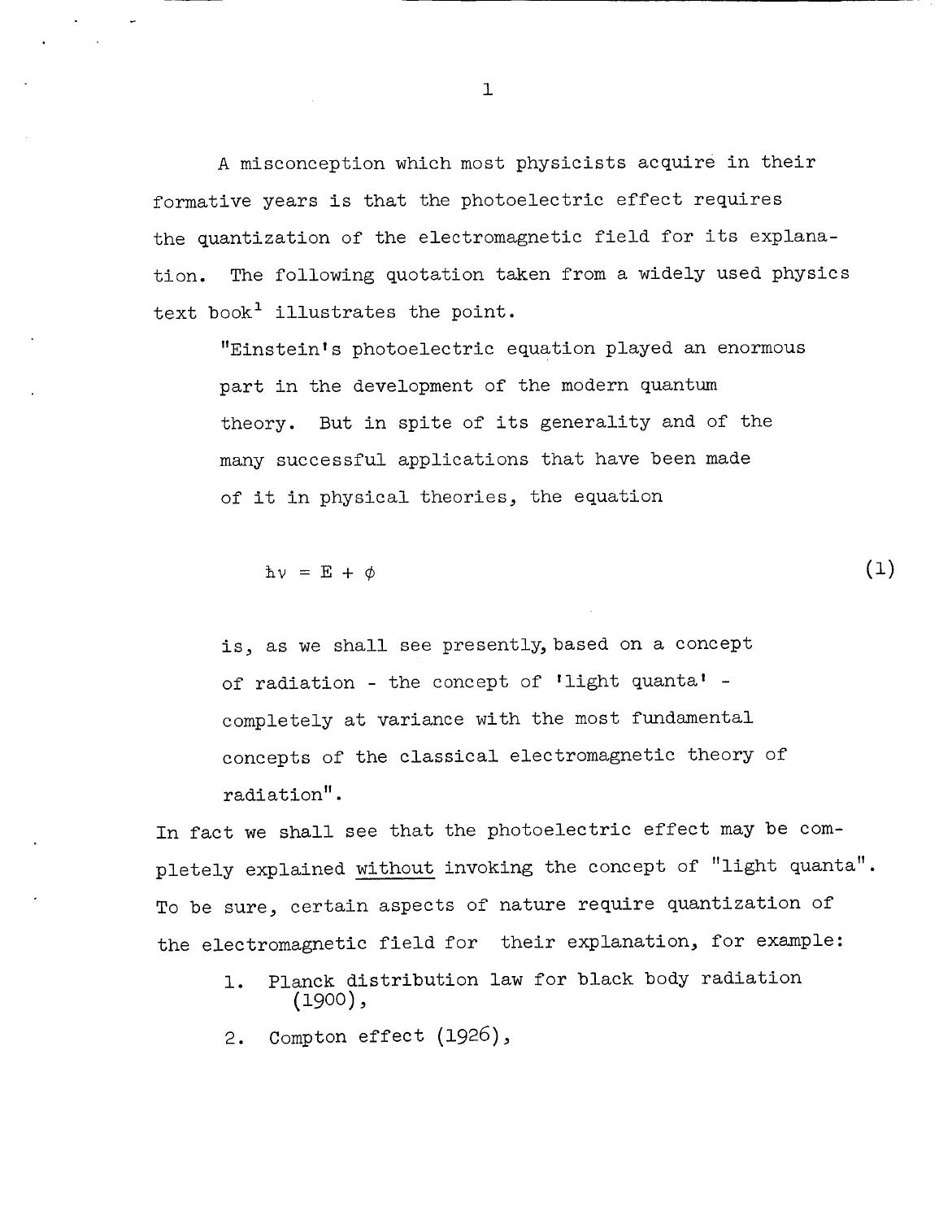A misconception which most physicists acquire in their formative years is that the photoelectric effect requires the quantization of the electromagnetic field for its explanation. The following quotation taken from a widely used physics text book[1] illustrates the point.

> "Einstein's photoelectric equation played an enormous part in the development of the modern quantum theory. But in spite of its generality and of the many successful applications that have been made of it in physical theories, the equation
>
> $$\hbar\nu = E + \phi \tag{1}$$
>
> is, as we shall see presently, based on a concept of radiation - the concept of 'light quanta' - completely at variance with the most fundamental concepts of the classical electromagnetic theory of radiation".

In fact we shall see that the photoelectric effect may be completely explained <u>without</u> invoking the concept of "light quanta". To be sure, certain aspects of nature require quantization of the electromagnetic field for their explanation, for example:

1. Planck distribution law for black body radiation (1900),
2. Compton effect (1926),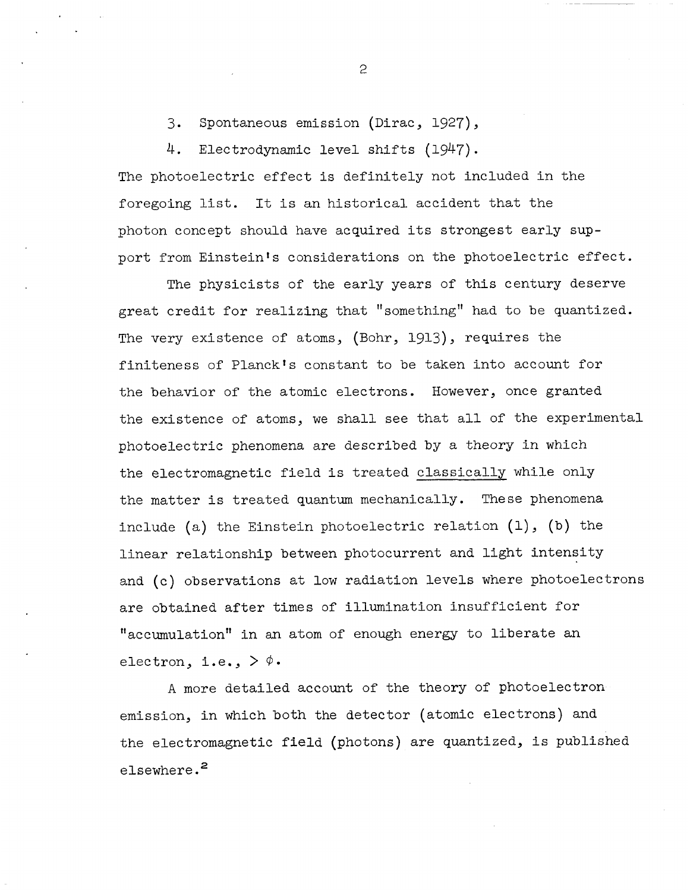3. Spontaneous emission (Dirac, 1927),

4. Electrodynamic level shifts (1947).

The photoelectric effect is definitely not included in the foregoing list. It is an historical accident that the photon concept should have acquired its strongest early support from Einstein's considerations on the photoelectric effect.

The physicists of the early years of this century deserve great credit for realizing that "something" had to be quantized. The very existence of atoms, (Bohr, 1913), requires the finiteness of Planck's constant to be taken into account for the behavior of the atomic electrons. However, once granted the existence of atoms, we shall see that all of the experimental photoelectric phenomena are described by a theory in which the electromagnetic field is treated <u>classically</u> while only the matter is treated quantum mechanically. These phenomena include (a) the Einstein photoelectric relation (1), (b) the linear relationship between photocurrent and light intensity and (c) observations at low radiation levels where photoelectrons are obtained after times of illumination insufficient for "accumulation" in an atom of enough energy to liberate an electron, i.e., $> \phi$.

A more detailed account of the theory of photoelectron emission, in which both the detector (atomic electrons) and the electromagnetic field (photons) are quantized, is published elsewhere.[2]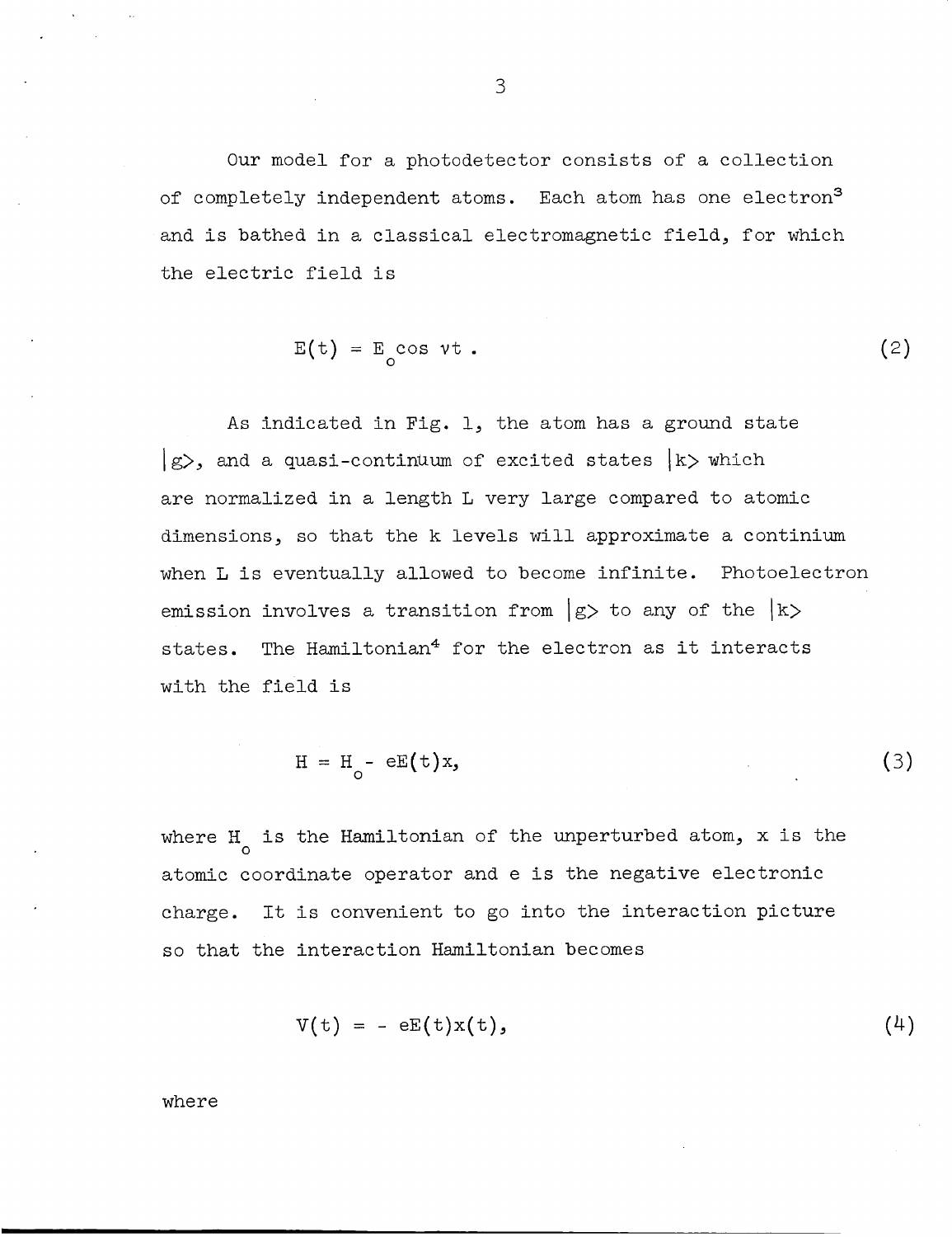Our model for a photodetector consists of a collection of completely independent atoms. Each atom has one electron[3] and is bathed in a classical electromagnetic field, for which the electric field is

$$E(t) = E_o \cos \nu t \, . \tag{2}$$

As indicated in Fig. 1, the atom has a ground state $|g\rangle$, and a quasi-continuum of excited states $|k\rangle$ which are normalized in a length L very large compared to atomic dimensions, so that the k levels will approximate a continium when L is eventually allowed to become infinite. Photoelectron emission involves a transition from $|g\rangle$ to any of the $|k\rangle$ states. The Hamiltonian[4] for the electron as it interacts with the field is

$$H = H_o - eE(t)x, \tag{3}$$

where $H_o$ is the Hamiltonian of the unperturbed atom, x is the atomic coordinate operator and e is the negative electronic charge. It is convenient to go into the interaction picture so that the interaction Hamiltonian becomes

$$V(t) = - eE(t)x(t), \tag{4}$$

where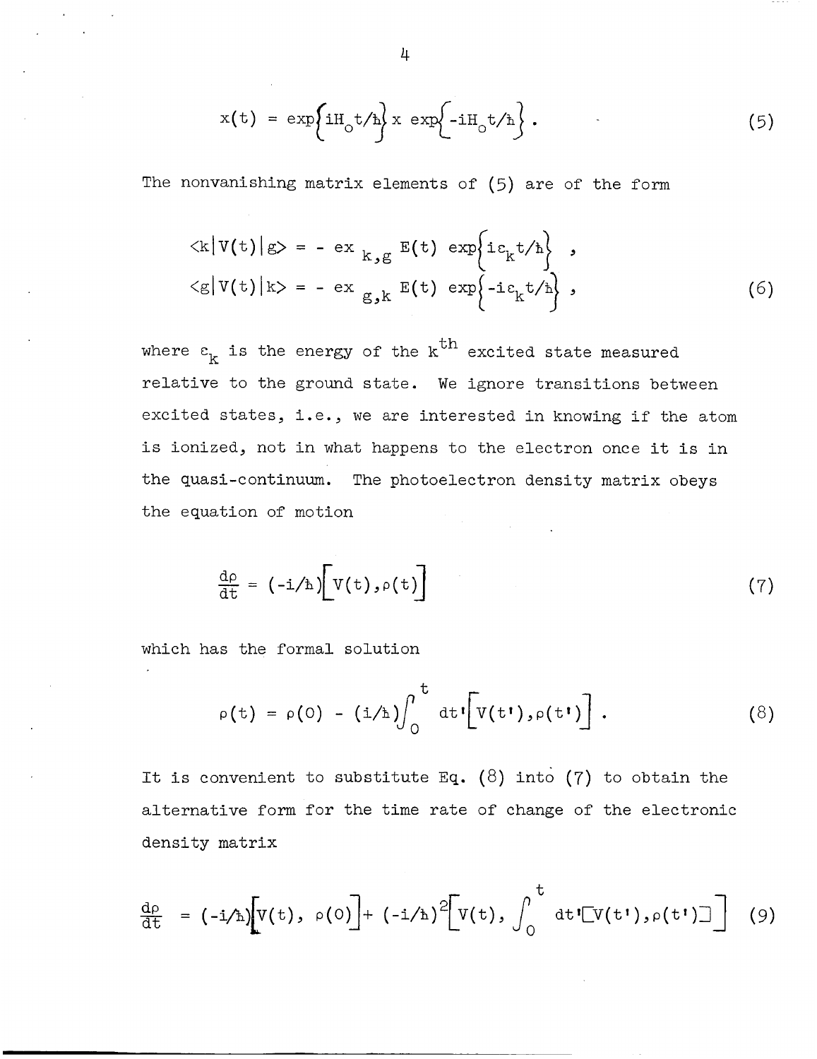$$x(t) = \exp\left\{iH_o t/\hbar\right\} x \exp\left\{-iH_o t/\hbar\right\} . \tag{5}$$

The nonvanishing matrix elements of (5) are of the form

$$\begin{aligned} \langle k|V(t)|g\rangle &= -\, e x_{k,g}\, E(t) \exp\left\{i\varepsilon_k t/\hbar\right\} , \\ \langle g|V(t)|k\rangle &= -\, e x_{g,k}\, E(t) \exp\left\{-i\varepsilon_k t/\hbar\right\} , \end{aligned} \tag{6}$$

where $\varepsilon_k$ is the energy of the $k^{th}$ excited state measured relative to the ground state. We ignore transitions between excited states, i.e., we are interested in knowing if the atom is ionized, not in what happens to the electron once it is in the quasi-continuum. The photoelectron density matrix obeys the equation of motion

$$\frac{d\rho}{dt} = (-i/\hbar)\left[V(t), \rho(t)\right] \tag{7}$$

which has the formal solution

$$\rho(t) = \rho(0) - (i/\hbar)\int_0^t dt'\left[V(t'), \rho(t')\right] . \tag{8}$$

It is convenient to substitute Eq. (8) into (7) to obtain the alternative form for the time rate of change of the electronic density matrix

$$\frac{d\rho}{dt} = (-i/\hbar)\left[V(t),\, \rho(0)\right] + (-i/\hbar)^2\left[V(t),\, \int_0^t dt'\left[V(t'), \rho(t')\right]\right] \tag{9}$$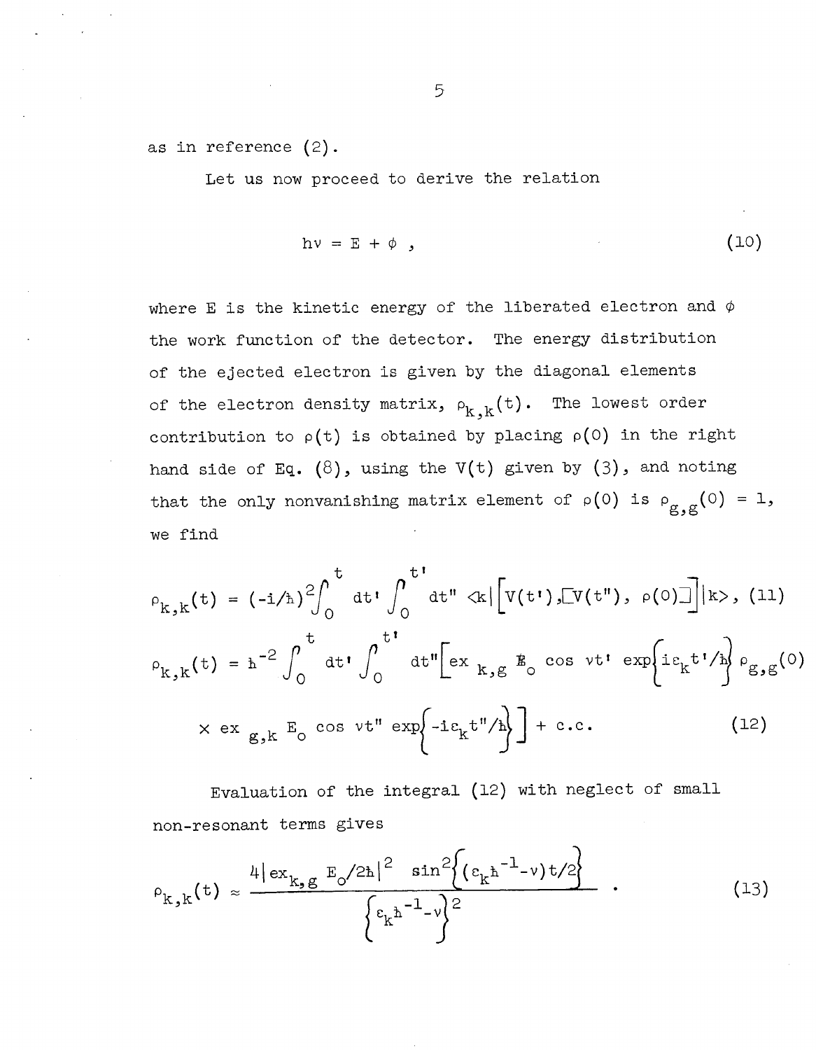as in reference (2).

Let us now proceed to derive the relation

$$h\nu = E + \phi \,, \tag{10}$$

where $E$ is the kinetic energy of the liberated electron and $\phi$ the work function of the detector. The energy distribution of the ejected electron is given by the diagonal elements of the electron density matrix, $\rho_{k,k}(t)$. The lowest order contribution to $\rho(t)$ is obtained by placing $\rho(0)$ in the right hand side of Eq. (8), using the $V(t)$ given by (3), and noting that the only nonvanishing matrix element of $\rho(0)$ is $\rho_{g,g}(0) = 1$, we find

$$\rho_{k,k}(t) = (-i/\hbar)^2 \int_0^t dt' \int_0^{t'} dt'' \langle k| \left[ V(t'), [V(t''), \rho(0)] \right] |k\rangle, \tag{11}$$

$$\rho_{k,k}(t) = \hbar^{-2} \int_0^t dt' \int_0^{t'} dt'' \Big[ ex_{k,g} E_0 \cos \nu t' \exp\left\{ i\varepsilon_k t'/\hbar \right\} \rho_{g,g}(0)$$
$$\times\, ex_{g,k} E_0 \cos \nu t'' \exp\left\{ -i\varepsilon_k t''/\hbar \right\} \Big] + \text{c.c.} \tag{12}$$

Evaluation of the integral (12) with neglect of small non-resonant terms gives

$$\rho_{k,k}(t) \approx \frac{4|ex_{k,g} E_0/2\hbar|^2 \sin^2\left\{ (\varepsilon_k \hbar^{-1} - \nu) t/2 \right\}}{\left\{ \varepsilon_k \hbar^{-1} - \nu \right\}^2} \,. \tag{13}$$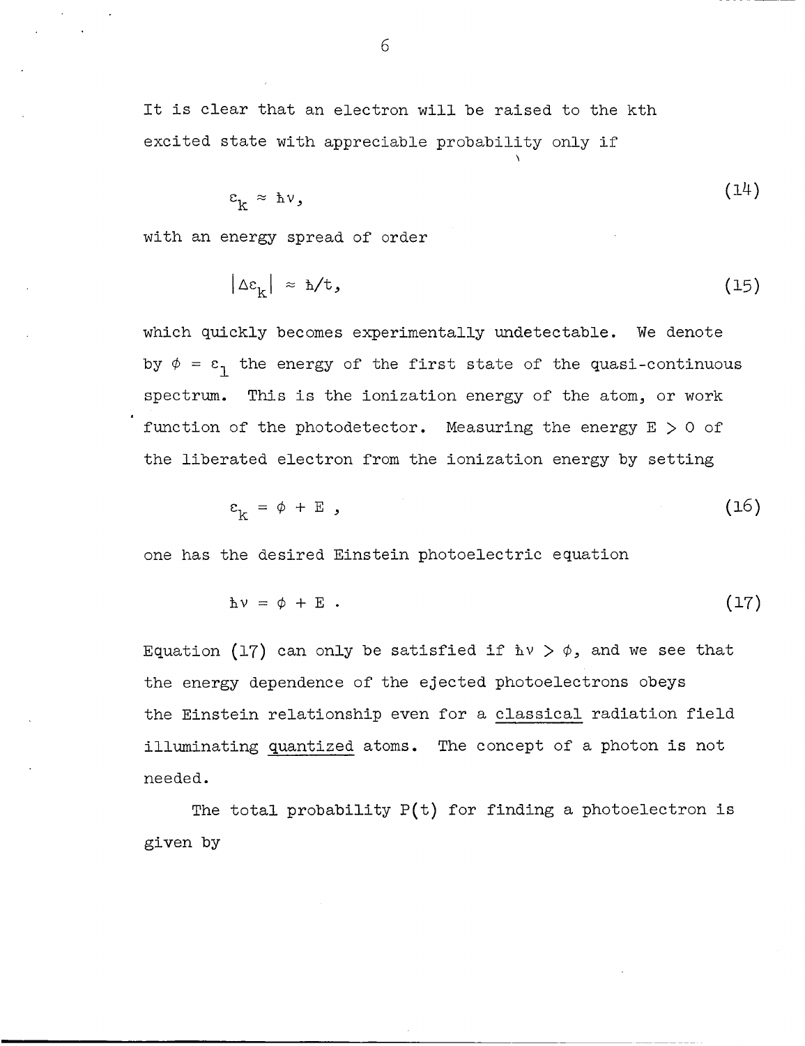It is clear that an electron will be raised to the kth excited state with appreciable probability only if

$$\varepsilon_k \approx \hbar\nu, \tag{14}$$

with an energy spread of order

$$|\Delta\varepsilon_k| \approx \hbar/t, \tag{15}$$

which quickly becomes experimentally undetectable. We denote by $\phi = \varepsilon_1$ the energy of the first state of the quasi-continuous spectrum. This is the ionization energy of the atom, or work function of the photodetector. Measuring the energy $E > 0$ of the liberated electron from the ionization energy by setting

$$\varepsilon_k = \phi + E , \tag{16}$$

one has the desired Einstein photoelectric equation

$$\hbar\nu = \phi + E . \tag{17}$$

Equation (17) can only be satisfied if $\hbar\nu > \phi$, and we see that the energy dependence of the ejected photoelectrons obeys the Einstein relationship even for a <u>classical</u> radiation field illuminating <u>quantized</u> atoms. The concept of a photon is not needed.

The total probability $P(t)$ for finding a photoelectron is given by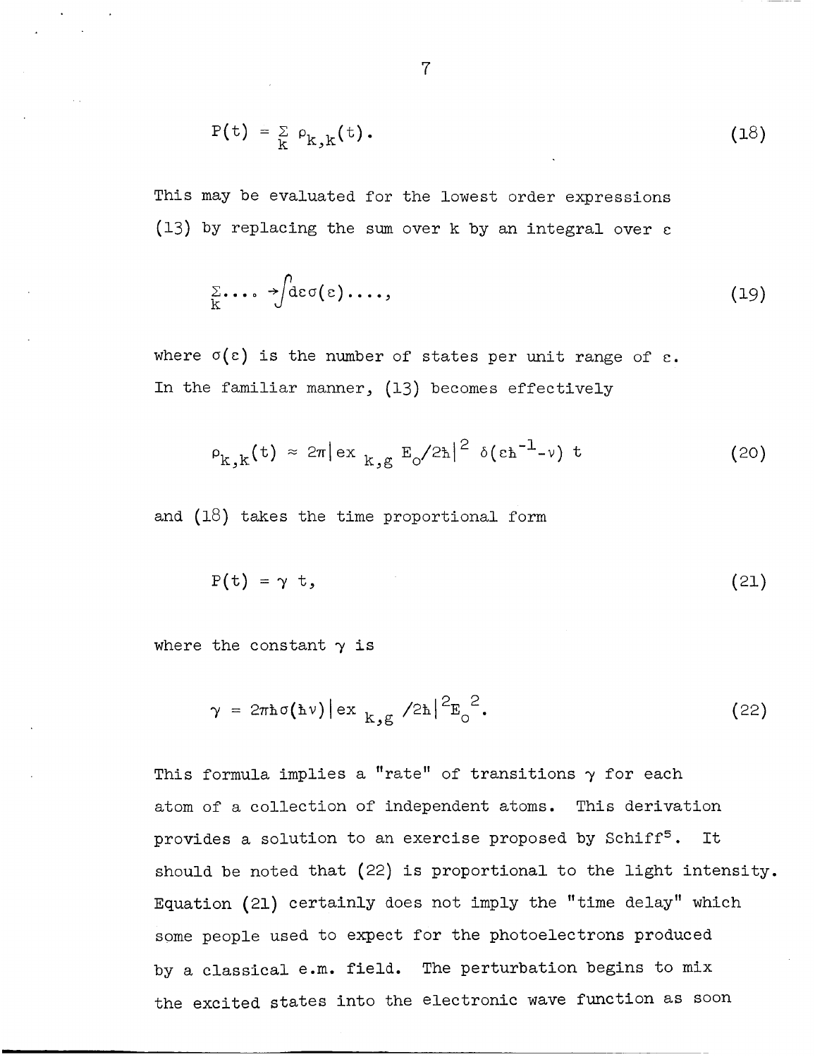$$P(t) = \sum_{k} \rho_{k,k}(t). \tag{18}$$

This may be evaluated for the lowest order expressions (13) by replacing the sum over k by an integral over ε

$$\sum_{k} \ldots \rightarrow \int d\varepsilon \sigma(\varepsilon) \ldots, \tag{19}$$

where $\sigma(\varepsilon)$ is the number of states per unit range of ε. In the familiar manner, (13) becomes effectively

$$\rho_{k,k}(t) \approx 2\pi |ex_{k,g} E_0/2\hbar|^2 \delta(\varepsilon\hbar^{-1} - \nu) t \tag{20}$$

and (18) takes the time proportional form

$$P(t) = \gamma t, \tag{21}$$

where the constant γ is

$$\gamma = 2\pi\hbar\sigma(\hbar\nu)|ex_{k,g}/2\hbar|^2 E_0^{\,2}. \tag{22}$$

This formula implies a "rate" of transitions γ for each atom of a collection of independent atoms. This derivation provides a solution to an exercise proposed by Schiff[5]. It should be noted that (22) is proportional to the light intensity. Equation (21) certainly does not imply the "time delay" which some people used to expect for the photoelectrons produced by a classical e.m. field. The perturbation begins to mix the excited states into the electronic wave function as soon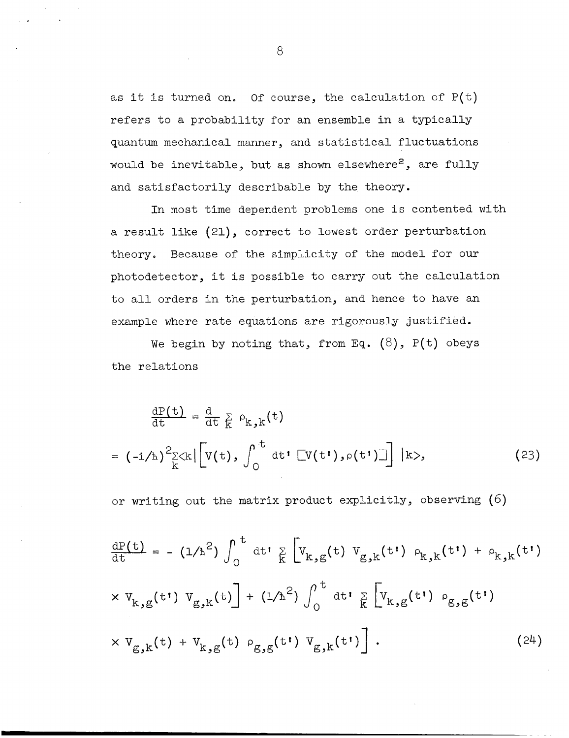as it is turned on. Of course, the calculation of $P(t)$ refers to a probability for an ensemble in a typically quantum mechanical manner, and statistical fluctuations would be inevitable, but as shown elsewhere[2], are fully and satisfactorily describable by the theory.

In most time dependent problems one is contented with a result like (21), correct to lowest order perturbation theory. Because of the simplicity of the model for our photodetector, it is possible to carry out the calculation to all orders in the perturbation, and hence to have an example where rate equations are rigorously justified.

We begin by noting that, from Eq. (8), $P(t)$ obeys the relations

$$\frac{dP(t)}{dt} = \frac{d}{dt} \sum_k \rho_{k,k}(t)$$

$$= (-i/\hbar)^2 \sum_k \langle k| \left[ V(t), \int_0^t dt' \, [V(t'), \rho(t')] \right] |k\rangle, \tag{23}$$

or writing out the matrix product explicitly, observing (6)

$$\frac{dP(t)}{dt} = -(1/\hbar^2) \int_0^t dt' \sum_k \Big[ V_{k,g}(t)\, V_{g,k}(t')\, \rho_{k,k}(t') + \rho_{k,k}(t')$$

$$\times V_{k,g}(t')\, V_{g,k}(t) \Big] + (1/\hbar^2) \int_0^t dt' \sum_k \Big[ V_{k,g}(t')\, \rho_{g,g}(t')$$

$$\times V_{g,k}(t) + V_{k,g}(t)\, \rho_{g,g}(t')\, V_{g,k}(t') \Big] . \tag{24}$$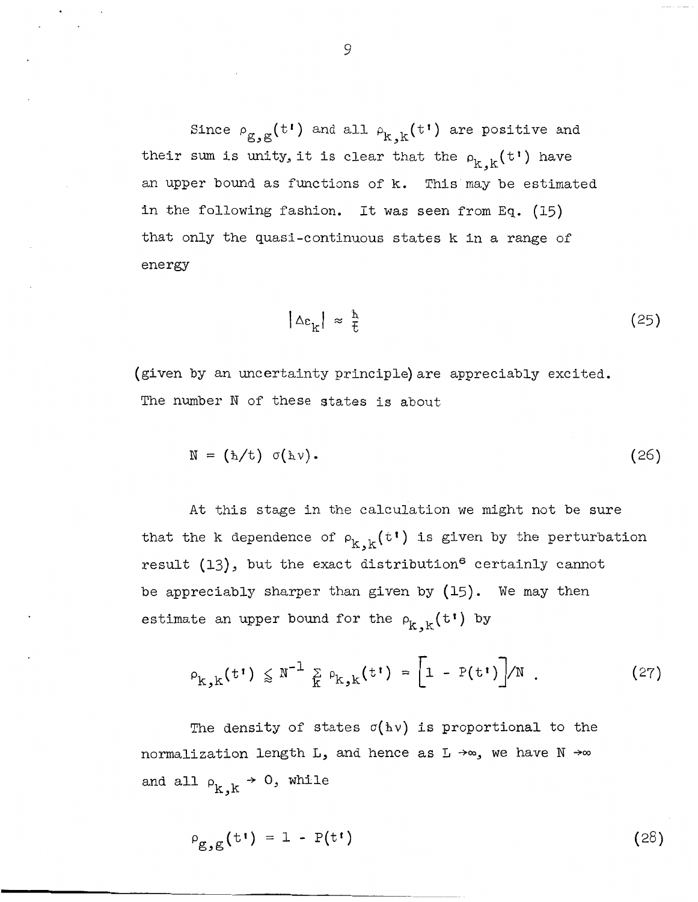Since $\rho_{g,g}(t')$ and all $\rho_{k,k}(t')$ are positive and their sum is unity, it is clear that the $\rho_{k,k}(t')$ have an upper bound as functions of k. This may be estimated in the following fashion. It was seen from Eq. (15) that only the quasi-continuous states k in a range of energy

$$|\Delta\varepsilon_k| \approx \frac{\hbar}{t} \tag{25}$$

(given by an uncertainty principle) are appreciably excited. The number N of these states is about

$$N = (\hbar/t)\ \sigma(\hbar\nu). \tag{26}$$

At this stage in the calculation we might not be sure that the k dependence of $\rho_{k,k}(t')$ is given by the perturbation result (13), but the exact distribution[6] certainly cannot be appreciably sharper than given by (15). We may then estimate an upper bound for the $\rho_{k,k}(t')$ by

$$\rho_{k,k}(t') \lessapprox N^{-1} \sum_k \rho_{k,k}(t') = \Big[1 - P(t')\Big]/N\ . \tag{27}$$

The density of states $\sigma(\hbar\nu)$ is proportional to the normalization length L, and hence as $L \to \infty$, we have $N \to \infty$ and all $\rho_{k,k} \to 0$, while

$$\rho_{g,g}(t') = 1 - P(t') \tag{28}$$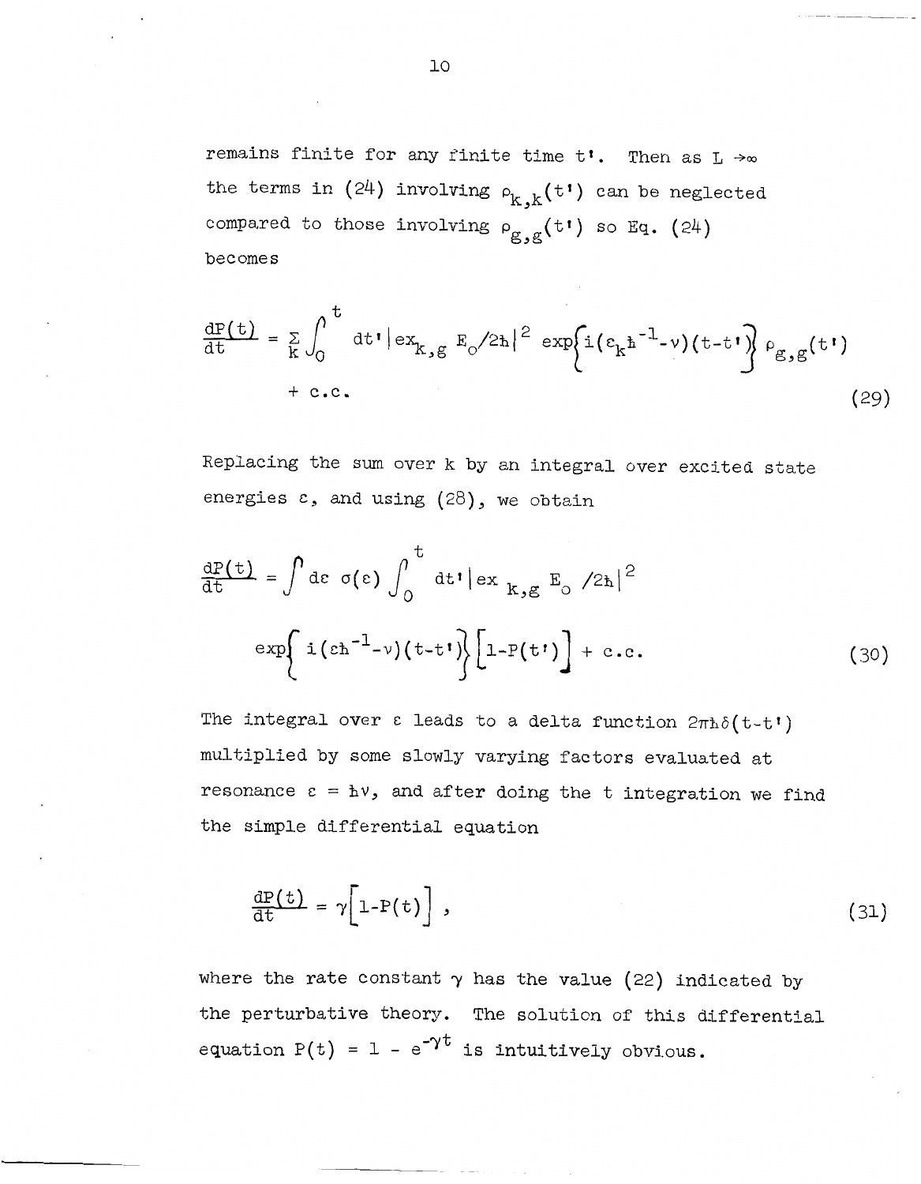remains finite for any finite time $t'$. Then as $L \to \infty$ the terms in (24) involving $\rho_{k,k}(t')$ can be neglected compared to those involving $\rho_{g,g}(t')$ so Eq. (24) becomes

$$\frac{dP(t)}{dt} = \sum_k \int_0^t dt' \left| ex_{k,g} E_0/2\hbar \right|^2 \exp\left\{ i(\varepsilon_k \hbar^{-1} - \nu)(t-t') \right\} \rho_{g,g}(t') + \text{c.c.} \tag{29}$$

Replacing the sum over k by an integral over excited state energies $\varepsilon$, and using (28), we obtain

$$\frac{dP(t)}{dt} = \int d\varepsilon \; \sigma(\varepsilon) \int_0^t dt' \left| ex_{k,g} E_0/2\hbar \right|^2 \exp\left\{ i(\varepsilon \hbar^{-1} - \nu)(t-t') \right\} \left[ 1 - P(t') \right] + \text{c.c.} \tag{30}$$

The integral over $\varepsilon$ leads to a delta function $2\pi\hbar\delta(t-t')$ multiplied by some slowly varying factors evaluated at resonance $\varepsilon = \hbar\nu$, and after doing the t integration we find the simple differential equation

$$\frac{dP(t)}{dt} = \gamma \left[ 1 - P(t) \right], \tag{31}$$

where the rate constant $\gamma$ has the value (22) indicated by the perturbative theory. The solution of this differential equation $P(t) = 1 - e^{-\gamma t}$ is intuitively obvious.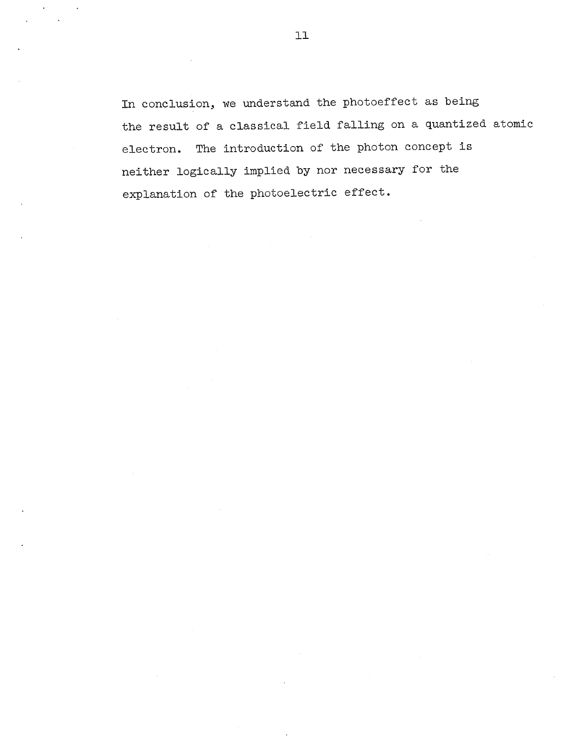In conclusion, we understand the photoeffect as being the result of a classical field falling on a quantized atomic electron. The introduction of the photon concept is neither logically implied by nor necessary for the explanation of the photoelectric effect.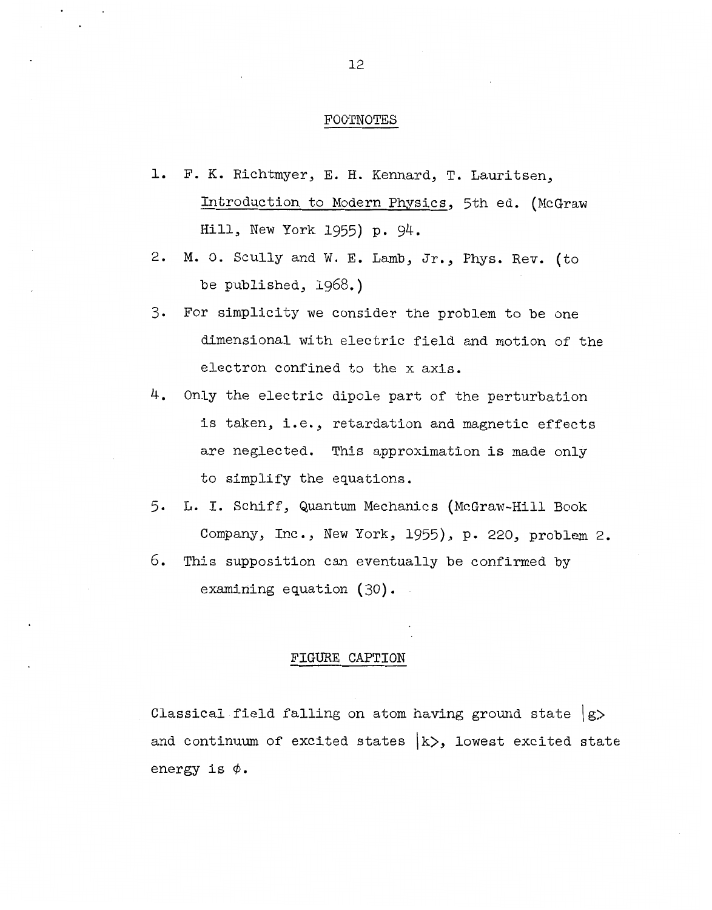## FOOTNOTES

1. F. K. Richtmyer, E. H. Kennard, T. Lauritsen, Introduction to Modern Physics, 5th ed. (McGraw Hill, New York 1955) p. 94.
2. M. O. Scully and W. E. Lamb, Jr., Phys. Rev. (to be published, 1968.)
3. For simplicity we consider the problem to be one dimensional with electric field and motion of the electron confined to the x axis.
4. Only the electric dipole part of the perturbation is taken, i.e., retardation and magnetic effects are neglected. This approximation is made only to simplify the equations.
5. L. I. Schiff, Quantum Mechanics (McGraw-Hill Book Company, Inc., New York, 1955), p. 220, problem 2.
6. This supposition can eventually be confirmed by examining equation (30).

## FIGURE CAPTION

Classical field falling on atom having ground state $|g\rangle$ and continuum of excited states $|k\rangle$, lowest excited state energy is $\phi$.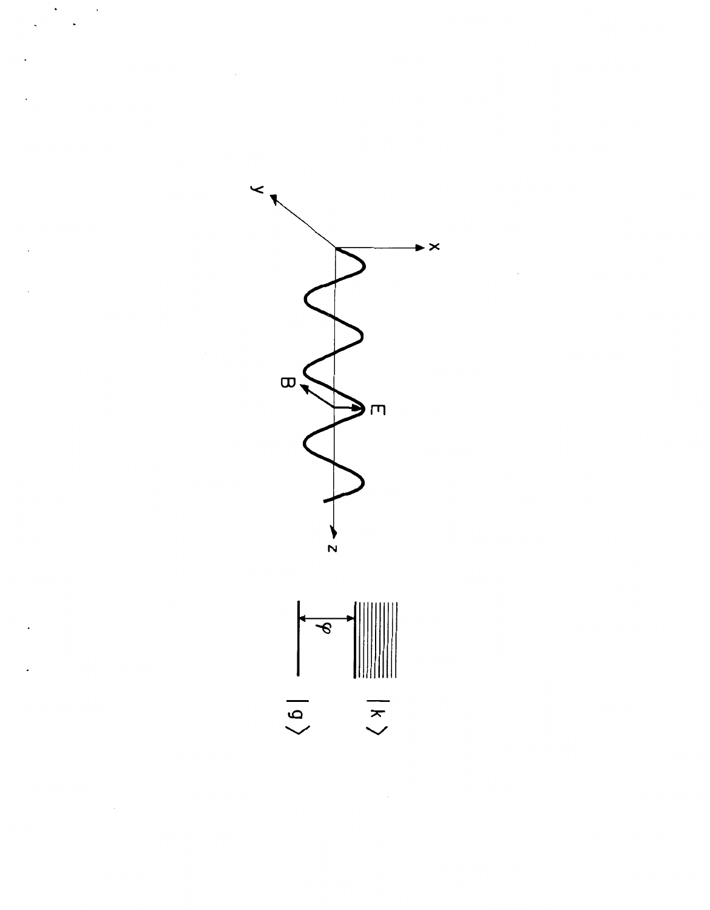y

x

z

B

E

$\varphi$

$|k\rangle$

$|g\rangle$